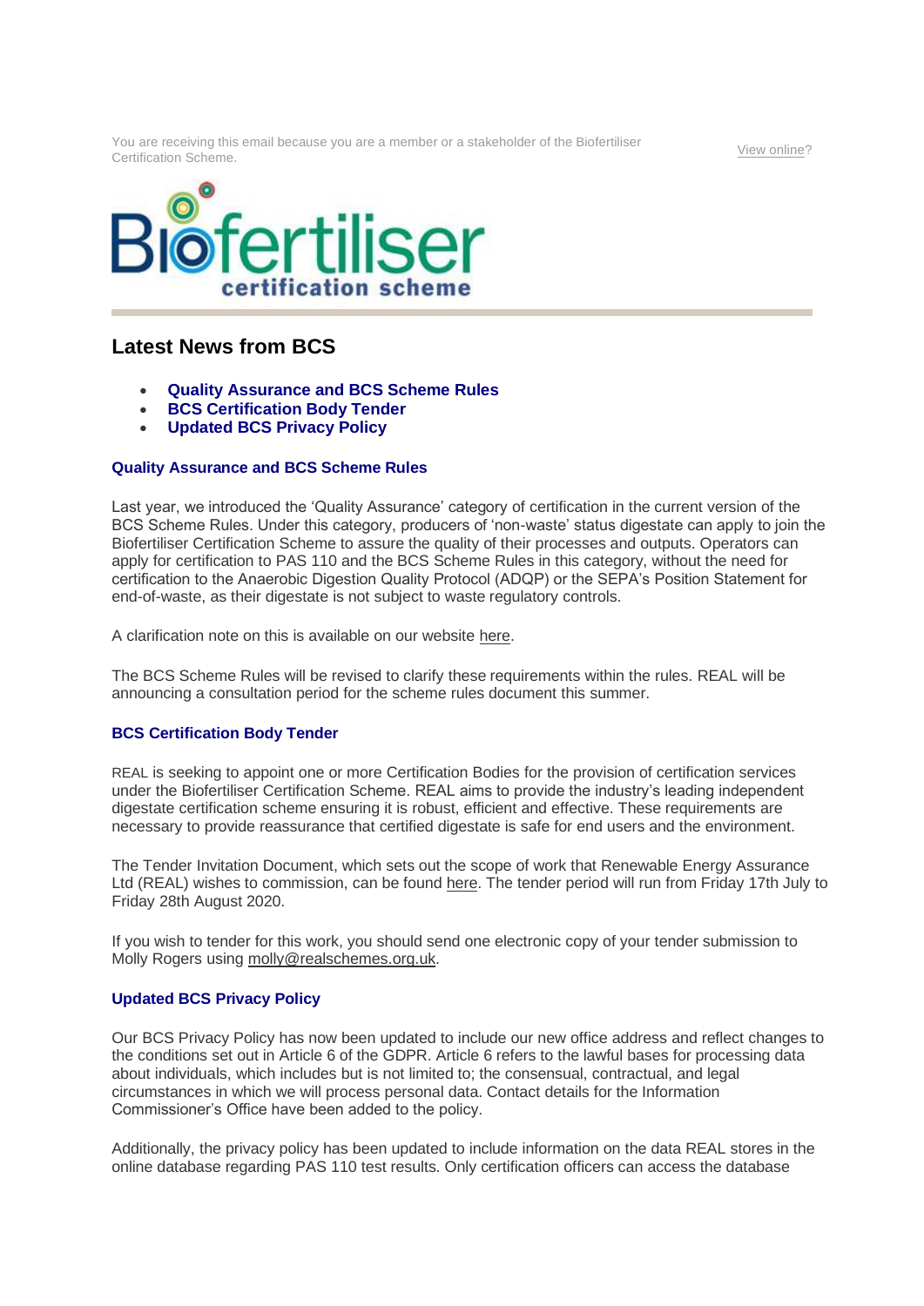You are receiving this email because you are a member or a stakeholder of the Biofertiliser Certification Scheme.

View online?

Biofertiliser certification scheme

## Latest News from BCS

- **Quality Assurance and BCS Scheme Rules**
- **BCS Certification Body Tender**
- **Updated BCS Privacy Policy**

### Quality Assurance and BCS Scheme Rules

Last year, we introduced the 'Quality Assurance' category of certification in the current version of the BCS Scheme Rules. Under this category, producers of 'non-waste' status digestate can apply to join the Biofertiliser Certification Scheme to assure the quality of their processes and outputs. Operators can apply for certification to PAS 110 and the BCS Scheme Rules in this category, without the need for certification to the Anaerobic Digestion Quality Protocol (ADQP) or the SEPA's Position Statement for end-of-waste, as their digestate is not subject to waste regulatory controls.

A clarification note on this is available on our website here.

The BCS Scheme Rules will be revised to clarify these requirements within the rules. REAL will be announcing a consultation period for the scheme rules document this summer.

### BCS Certification Body Tender

REAL is seeking to appoint one or more Certification Bodies for the provision of certification services under the Biofertiliser Certification Scheme. REAL aims to provide the industry's leading independent digestate certification scheme ensuring it is robust, efficient and effective. These requirements are necessary to provide reassurance that certified digestate is safe for end users and the environment.

The Tender Invitation Document, which sets out the scope of work that Renewable Energy Assurance Ltd (REAL) wishes to commission, can be found here. The tender period will run from Friday 17th July to Friday 28th August 2020.

If you wish to tender for this work, you should send one electronic copy of your tender submission to Molly Rogers using molly@realschemes.org.uk.

### Updated BCS Privacy Policy

Our BCS Privacy Policy has now been updated to include our new office address and reflect changes to the conditions set out in Article 6 of the GDPR. Article 6 refers to the lawful bases for processing data about individuals, which includes but is not limited to; the consensual, contractual, and legal circumstances in which we will process personal data. Contact details for the Information Commissioner's Office have been added to the policy.

Additionally, the privacy policy has been updated to include information on the data REAL stores in the online database regarding PAS 110 test results. Only certification officers can access the database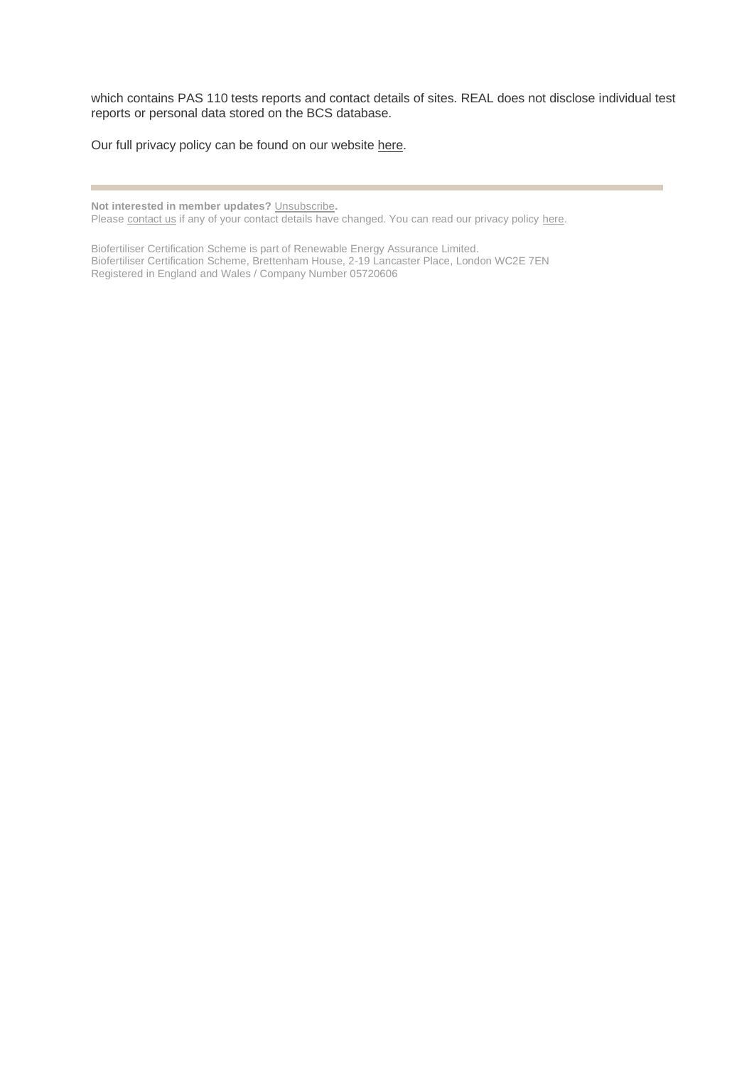which contains PAS 110 tests reports and contact details of sites. REAL does not disclose individual test reports or personal data stored on the BCS database.

Our full privacy policy can be found on our website here.

---

**Not interested in member updates?** Unsubscribe**.**
Please contact us if any of your contact details have changed. You can read our privacy policy here.

Biofertiliser Certification Scheme is part of Renewable Energy Assurance Limited.
Biofertiliser Certification Scheme, Brettenham House, 2-19 Lancaster Place, London WC2E 7EN
Registered in England and Wales / Company Number 05720606